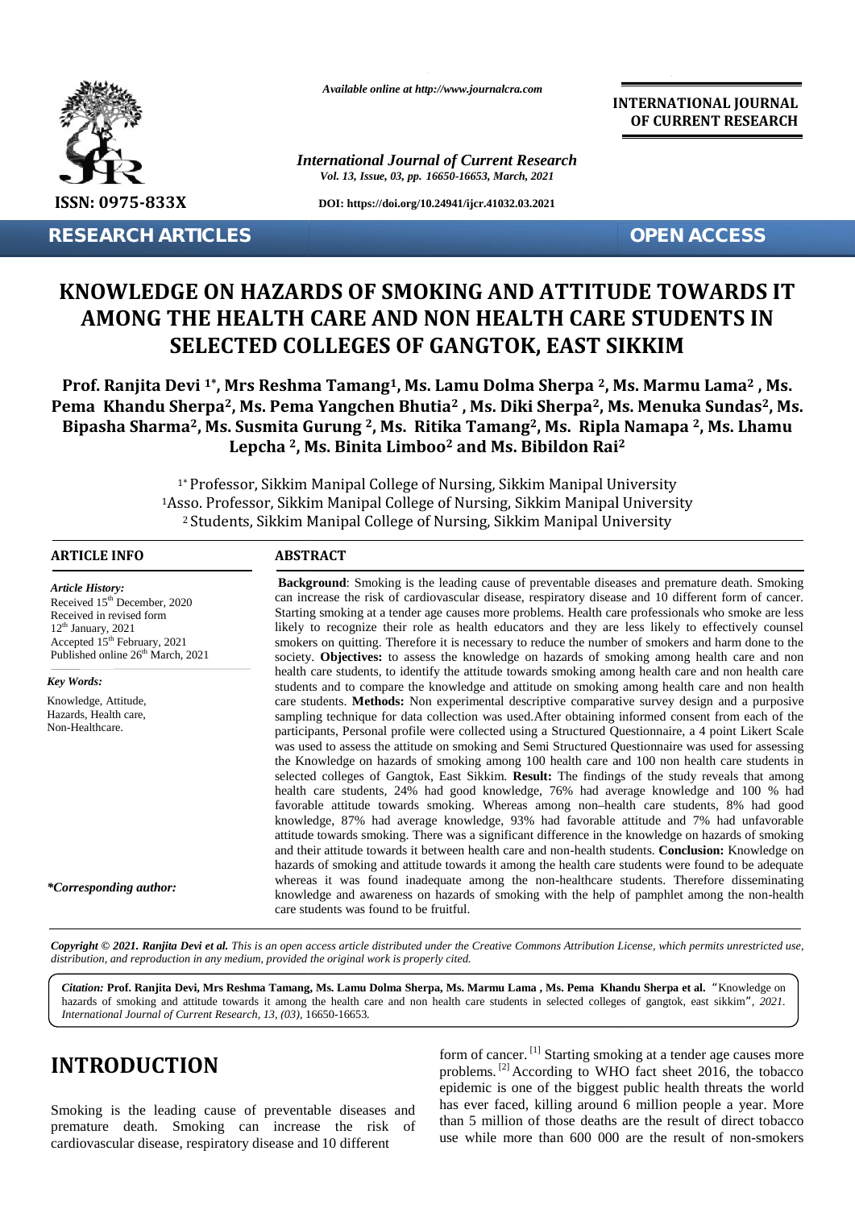*Available online at http://www.journalcra.com*

**INTERNATIONAL JOURNAL OF CURRENT RESEARCH**

*International Journal of Current Research*
*Vol. 13, Issue, 03, pp. 16650-16653, March, 2021*

**ISSN: 0975-833X**

**DOI: https://doi.org/10.24941/ijcr.41032.03.2021**

**RESEARCH ARTICLES** **OPEN ACCESS**

# KNOWLEDGE ON HAZARDS OF SMOKING AND ATTITUDE TOWARDS IT AMONG THE HEALTH CARE AND NON HEALTH CARE STUDENTS IN SELECTED COLLEGES OF GANGTOK, EAST SIKKIM

**Prof. Ranjita Devi [1*], Mrs Reshma Tamang[1], Ms. Lamu Dolma Sherpa [2], Ms. Marmu Lama[2] , Ms. Pema Khandu Sherpa[2], Ms. Pema Yangchen Bhutia[2] , Ms. Diki Sherpa[2], Ms. Menuka Sundas[2], Ms. Bipasha Sharma[2], Ms. Susmita Gurung [2], Ms. Ritika Tamang[2], Ms. Ripla Namapa [2], Ms. Lhamu Lepcha [2], Ms. Binita Limboo[2] and Ms. Bibildon Rai[2]**

[1*] Professor, Sikkim Manipal College of Nursing, Sikkim Manipal University
[1]Asso. Professor, Sikkim Manipal College of Nursing, Sikkim Manipal University
[2] Students, Sikkim Manipal College of Nursing, Sikkim Manipal University

## ARTICLE INFO

*Article History:*
Received 15th December, 2020
Received in revised form
12th January, 2021
Accepted 15th February, 2021
Published online 26th March, 2021

*Key Words:*
Knowledge, Attitude, Hazards, Health care, Non-Healthcare.

*\*Corresponding author:*

## ABSTRACT

**Background**: Smoking is the leading cause of preventable diseases and premature death. Smoking can increase the risk of cardiovascular disease, respiratory disease and 10 different form of cancer. Starting smoking at a tender age causes more problems. Health care professionals who smoke are less likely to recognize their role as health educators and they are less likely to effectively counsel smokers on quitting. Therefore it is necessary to reduce the number of smokers and harm done to the society. **Objectives:** to assess the knowledge on hazards of smoking among health care and non health care students, to identify the attitude towards smoking among health care and non health care students and to compare the knowledge and attitude on smoking among health care and non health care students. **Methods:** Non experimental descriptive comparative survey design and a purposive sampling technique for data collection was used.After obtaining informed consent from each of the participants, Personal profile were collected using a Structured Questionnaire, a 4 point Likert Scale was used to assess the attitude on smoking and Semi Structured Questionnaire was used for assessing the Knowledge on hazards of smoking among 100 health care and 100 non health care students in selected colleges of Gangtok, East Sikkim. **Result:** The findings of the study reveals that among health care students, 24% had good knowledge, 76% had average knowledge and 100 % had favorable attitude towards smoking. Whereas among non–health care students, 8% had good knowledge, 87% had average knowledge, 93% had favorable attitude and 7% had unfavorable attitude towards smoking. There was a significant difference in the knowledge on hazards of smoking and their attitude towards it between health care and non-health students. **Conclusion:** Knowledge on hazards of smoking and attitude towards it among the health care students were found to be adequate whereas it was found inadequate among the non-healthcare students. Therefore disseminating knowledge and awareness on hazards of smoking with the help of pamphlet among the non-health care students was found to be fruitful.

***Copyright © 2021. Ranjita Devi et al.*** *This is an open access article distributed under the Creative Commons Attribution License, which permits unrestricted use, distribution, and reproduction in any medium, provided the original work is properly cited.*

***Citation:*** **Prof. Ranjita Devi, Mrs Reshma Tamang, Ms. Lamu Dolma Sherpa, Ms. Marmu Lama , Ms. Pema Khandu Sherpa et al.** "Knowledge on hazards of smoking and attitude towards it among the health care and non health care students in selected colleges of gangtok, east sikkim", *2021. International Journal of Current Research, 13, (03),* 16650-16653.

# INTRODUCTION

Smoking is the leading cause of preventable diseases and premature death. Smoking can increase the risk of cardiovascular disease, respiratory disease and 10 different form of cancer. [1] Starting smoking at a tender age causes more problems. [2] According to WHO fact sheet 2016, the tobacco epidemic is one of the biggest public health threats the world has ever faced, killing around 6 million people a year. More than 5 million of those deaths are the result of direct tobacco use while more than 600 000 are the result of non-smokers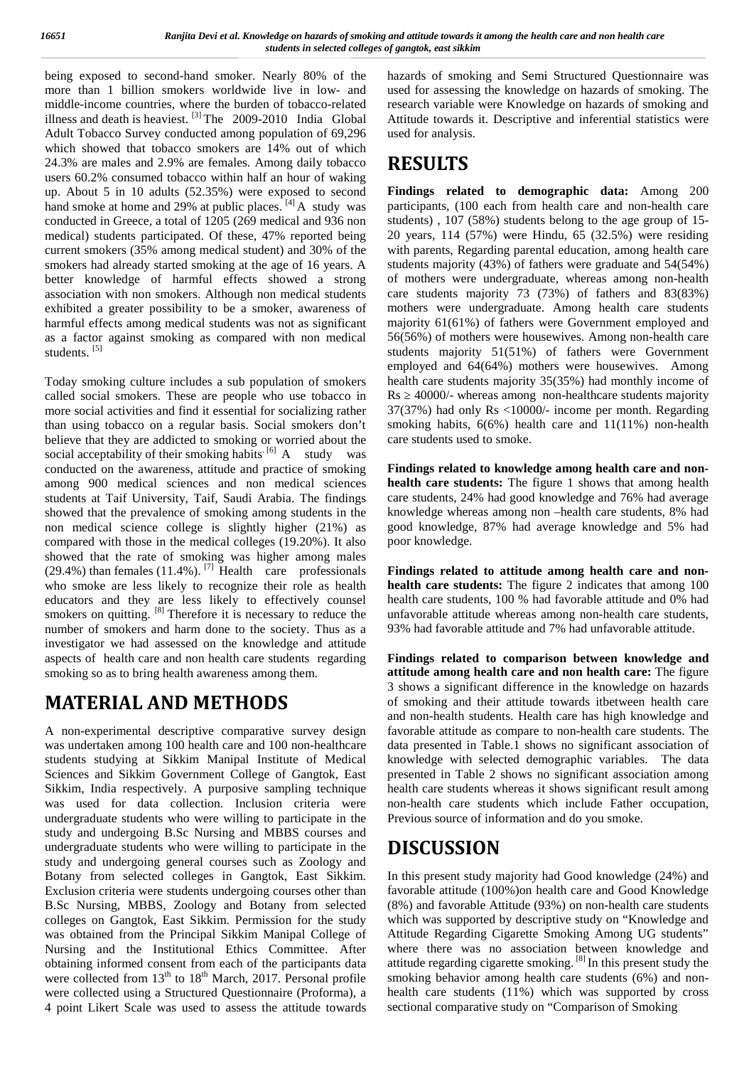being exposed to second-hand smoker. Nearly 80% of the more than 1 billion smokers worldwide live in low- and middle-income countries, where the burden of tobacco-related illness and death is heaviest. [3] The 2009-2010 India Global Adult Tobacco Survey conducted among population of 69,296 which showed that tobacco smokers are 14% out of which 24.3% are males and 2.9% are females. Among daily tobacco users 60.2% consumed tobacco within half an hour of waking up. About 5 in 10 adults (52.35%) were exposed to second hand smoke at home and 29% at public places. [4] A study was conducted in Greece, a total of 1205 (269 medical and 936 non medical) students participated. Of these, 47% reported being current smokers (35% among medical student) and 30% of the smokers had already started smoking at the age of 16 years. A better knowledge of harmful effects showed a strong association with non smokers. Although non medical students exhibited a greater possibility to be a smoker, awareness of harmful effects among medical students was not as significant as a factor against smoking as compared with non medical students. [5]

Today smoking culture includes a sub population of smokers called social smokers. These are people who use tobacco in more social activities and find it essential for socializing rather than using tobacco on a regular basis. Social smokers don't believe that they are addicted to smoking or worried about the social acceptability of their smoking habits. [6] A study was conducted on the awareness, attitude and practice of smoking among 900 medical sciences and non medical sciences students at Taif University, Taif, Saudi Arabia. The findings showed that the prevalence of smoking among students in the non medical science college is slightly higher (21%) as compared with those in the medical colleges (19.20%). It also showed that the rate of smoking was higher among males (29.4%) than females (11.4%). [7] Health care professionals who smoke are less likely to recognize their role as health educators and they are less likely to effectively counsel smokers on quitting. [8] Therefore it is necessary to reduce the number of smokers and harm done to the society. Thus as a investigator we had assessed on the knowledge and attitude aspects of health care and non health care students regarding smoking so as to bring health awareness among them.

# MATERIAL AND METHODS

A non-experimental descriptive comparative survey design was undertaken among 100 health care and 100 non-healthcare students studying at Sikkim Manipal Institute of Medical Sciences and Sikkim Government College of Gangtok, East Sikkim, India respectively. A purposive sampling technique was used for data collection. Inclusion criteria were undergraduate students who were willing to participate in the study and undergoing B.Sc Nursing and MBBS courses and undergraduate students who were willing to participate in the study and undergoing general courses such as Zoology and Botany from selected colleges in Gangtok, East Sikkim. Exclusion criteria were students undergoing courses other than B.Sc Nursing, MBBS, Zoology and Botany from selected colleges on Gangtok, East Sikkim. Permission for the study was obtained from the Principal Sikkim Manipal College of Nursing and the Institutional Ethics Committee. After obtaining informed consent from each of the participants data were collected from 13th to 18th March, 2017. Personal profile were collected using a Structured Questionnaire (Proforma), a 4 point Likert Scale was used to assess the attitude towards hazards of smoking and Semi Structured Questionnaire was used for assessing the knowledge on hazards of smoking. The research variable were Knowledge on hazards of smoking and Attitude towards it. Descriptive and inferential statistics were used for analysis.

# RESULTS

**Findings related to demographic data:** Among 200 participants, (100 each from health care and non-health care students) , 107 (58%) students belong to the age group of 15-20 years, 114 (57%) were Hindu, 65 (32.5%) were residing with parents, Regarding parental education, among health care students majority (43%) of fathers were graduate and 54(54%) of mothers were undergraduate, whereas among non-health care students majority 73 (73%) of fathers and 83(83%) mothers were undergraduate. Among health care students majority 61(61%) of fathers were Government employed and 56(56%) of mothers were housewives. Among non-health care students majority 51(51%) of fathers were Government employed and 64(64%) mothers were housewives. Among health care students majority 35(35%) had monthly income of Rs ≥ 40000/- whereas among non-healthcare students majority 37(37%) had only Rs <10000/- income per month. Regarding smoking habits, 6(6%) health care and 11(11%) non-health care students used to smoke.

**Findings related to knowledge among health care and non-health care students:** The figure 1 shows that among health care students, 24% had good knowledge and 76% had average knowledge whereas among non –health care students, 8% had good knowledge, 87% had average knowledge and 5% had poor knowledge.

**Findings related to attitude among health care and non-health care students:** The figure 2 indicates that among 100 health care students, 100 % had favorable attitude and 0% had unfavorable attitude whereas among non-health care students, 93% had favorable attitude and 7% had unfavorable attitude.

**Findings related to comparison between knowledge and attitude among health care and non health care:** The figure 3 shows a significant difference in the knowledge on hazards of smoking and their attitude towards itbetween health care and non-health students. Health care has high knowledge and favorable attitude as compare to non-health care students. The data presented in Table.1 shows no significant association of knowledge with selected demographic variables. The data presented in Table 2 shows no significant association among health care students whereas it shows significant result among non-health care students which include Father occupation, Previous source of information and do you smoke.

# DISCUSSION

In this present study majority had Good knowledge (24%) and favorable attitude (100%)on health care and Good Knowledge (8%) and favorable Attitude (93%) on non-health care students which was supported by descriptive study on "Knowledge and Attitude Regarding Cigarette Smoking Among UG students" where there was no association between knowledge and attitude regarding cigarette smoking. [8] In this present study the smoking behavior among health care students (6%) and non-health care students (11%) which was supported by cross sectional comparative study on "Comparison of Smoking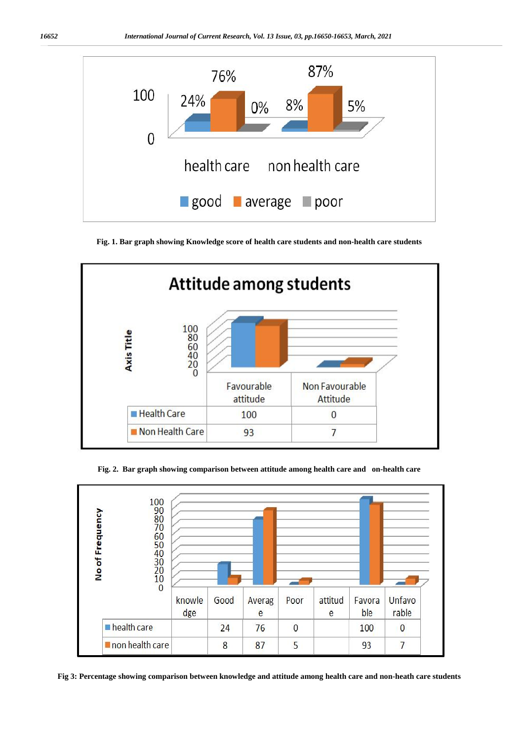Fig. 1. Bar graph showing Knowledge score of health care students and non-health care students

| | Favourable attitude | Non Favourable Attitude |
|---|---|---|
| Health Care | 100 | 0 |
| Non Health Care | 93 | 7 |

Fig. 2. Bar graph showing comparison between attitude among health care and on-health care

| | knowledge | Good | Average | Poor | attitude | Favorable | Unfavorable |
|---|---|---|---|---|---|---|---|
| health care | | 24 | 76 | 0 | | 100 | 0 |
| non health care | | 8 | 87 | 5 | | 93 | 7 |

Fig 3: Percentage showing comparison between knowledge and attitude among health care and non-heath care students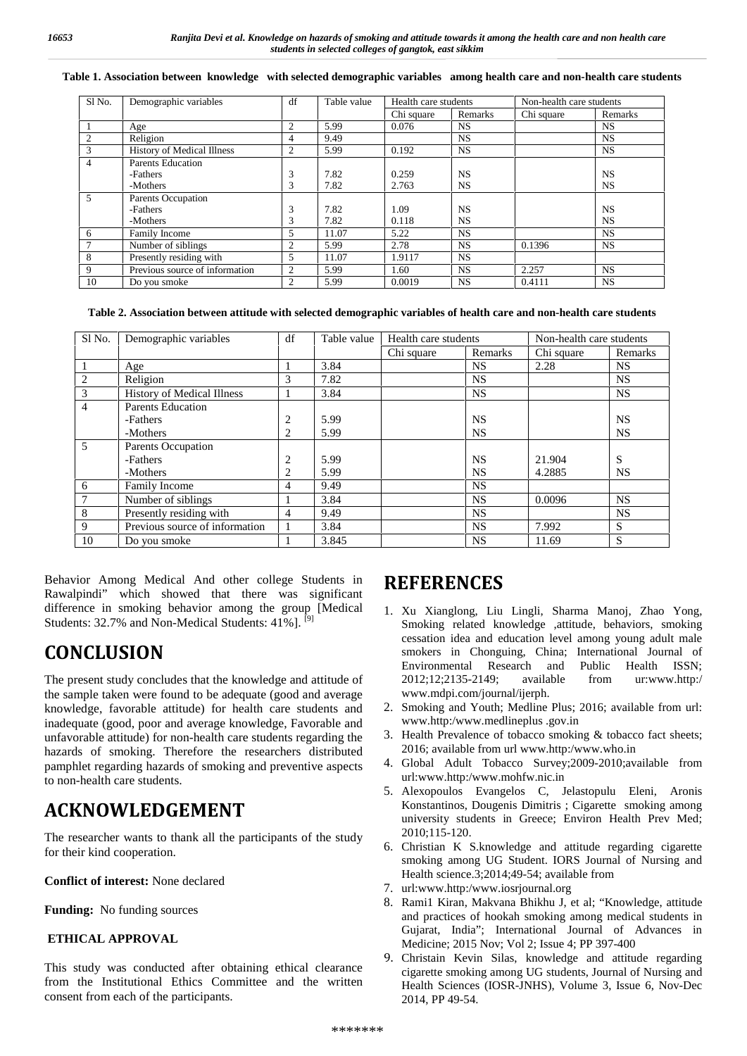**Table 1. Association between knowledge with selected demographic variables among health care and non-health care students**

| Sl No. | Demographic variables | df | Table value | Health care students | | Non-health care students | |
|---|---|---|---|---|---|---|---|
| | | | | Chi square | Remarks | Chi square | Remarks |
| 1 | Age | 2 | 5.99 | 0.076 | NS | | NS |
| 2 | Religion | 4 | 9.49 | | NS | | NS |
| 3 | History of Medical Illness | 2 | 5.99 | 0.192 | NS | | NS |
| 4 | Parents Education<br>-Fathers<br>-Mothers | <br>3<br>3 | <br>7.82<br>7.82 | <br>0.259<br>2.763 | <br>NS<br>NS | | <br>NS<br>NS |
| 5 | Parents Occupation<br>-Fathers<br>-Mothers | <br>3<br>3 | <br>7.82<br>7.82 | <br>1.09<br>0.118 | <br>NS<br>NS | | <br>NS<br>NS |
| 6 | Family Income | 5 | 11.07 | 5.22 | NS | | NS |
| 7 | Number of siblings | 2 | 5.99 | 2.78 | NS | 0.1396 | NS |
| 8 | Presently residing with | 5 | 11.07 | 1.9117 | NS | | |
| 9 | Previous source of information | 2 | 5.99 | 1.60 | NS | 2.257 | NS |
| 10 | Do you smoke | 2 | 5.99 | 0.0019 | NS | 0.4111 | NS |

**Table 2. Association between attitude with selected demographic variables of health care and non-health care students**

| Sl No. | Demographic variables | df | Table value | Health care students | | Non-health care students | |
|---|---|---|---|---|---|---|---|
| | | | | Chi square | Remarks | Chi square | Remarks |
| 1 | Age | 1 | 3.84 | | NS | 2.28 | NS |
| 2 | Religion | 3 | 7.82 | | NS | | NS |
| 3 | History of Medical Illness | 1 | 3.84 | | NS | | NS |
| 4 | Parents Education<br>-Fathers<br>-Mothers | <br>2<br>2 | <br>5.99<br>5.99 | | <br>NS<br>NS | | <br>NS<br>NS |
| 5 | Parents Occupation<br>-Fathers<br>-Mothers | <br>2<br>2 | <br>5.99<br>5.99 | | <br>NS<br>NS | <br>21.904<br>4.2885 | <br>S<br>NS |
| 6 | Family Income | 4 | 9.49 | | NS | | |
| 7 | Number of siblings | 1 | 3.84 | | NS | 0.0096 | NS |
| 8 | Presently residing with | 4 | 9.49 | | NS | | NS |
| 9 | Previous source of information | 1 | 3.84 | | NS | 7.992 | S |
| 10 | Do you smoke | 1 | 3.845 | | NS | 11.69 | S |

Behavior Among Medical And other college Students in Rawalpindi" which showed that there was significant difference in smoking behavior among the group [Medical Students: 32.7% and Non-Medical Students: 41%]. [9]

# CONCLUSION

The present study concludes that the knowledge and attitude of the sample taken were found to be adequate (good and average knowledge, favorable attitude) for health care students and inadequate (good, poor and average knowledge, Favorable and unfavorable attitude) for non-health care students regarding the hazards of smoking. Therefore the researchers distributed pamphlet regarding hazards of smoking and preventive aspects to non-health care students.

# ACKNOWLEDGEMENT

The researcher wants to thank all the participants of the study for their kind cooperation.

**Conflict of interest:** None declared

**Funding:** No funding sources

**ETHICAL APPROVAL**

This study was conducted after obtaining ethical clearance from the Institutional Ethics Committee and the written consent from each of the participants.

# REFERENCES

1. Xu Xianglong, Liu Lingli, Sharma Manoj, Zhao Yong, Smoking related knowledge ,attitude, behaviors, smoking cessation idea and education level among young adult male smokers in Chonguing, China; International Journal of Environmental Research and Public Health ISSN; 2012;12;2135-2149; available from ur:www.http:/ www.mdpi.com/journal/ijerph.
2. Smoking and Youth; Medline Plus; 2016; available from url: www.http:/www.medlineplus .gov.in
3. Health Prevalence of tobacco smoking & tobacco fact sheets; 2016; available from url www.http:/www.who.in
4. Global Adult Tobacco Survey;2009-2010;available from url:www.http:/www.mohfw.nic.in
5. Alexopoulos Evangelos C, Jelastopulu Eleni, Aronis Konstantinos, Dougenis Dimitris ; Cigarette smoking among university students in Greece; Environ Health Prev Med; 2010;115-120.
6. Christian K S.knowledge and attitude regarding cigarette smoking among UG Student. IORS Journal of Nursing and Health science.3;2014;49-54; available from
7. url:www.http:/www.iosrjournal.org
8. Rami1 Kiran, Makvana Bhikhu J, et al; "Knowledge, attitude and practices of hookah smoking among medical students in Gujarat, India"; International Journal of Advances in Medicine; 2015 Nov; Vol 2; Issue 4; PP 397-400
9. Christain Kevin Silas, knowledge and attitude regarding cigarette smoking among UG students, Journal of Nursing and Health Sciences (IOSR-JNHS), Volume 3, Issue 6, Nov-Dec 2014, PP 49-54.

*******